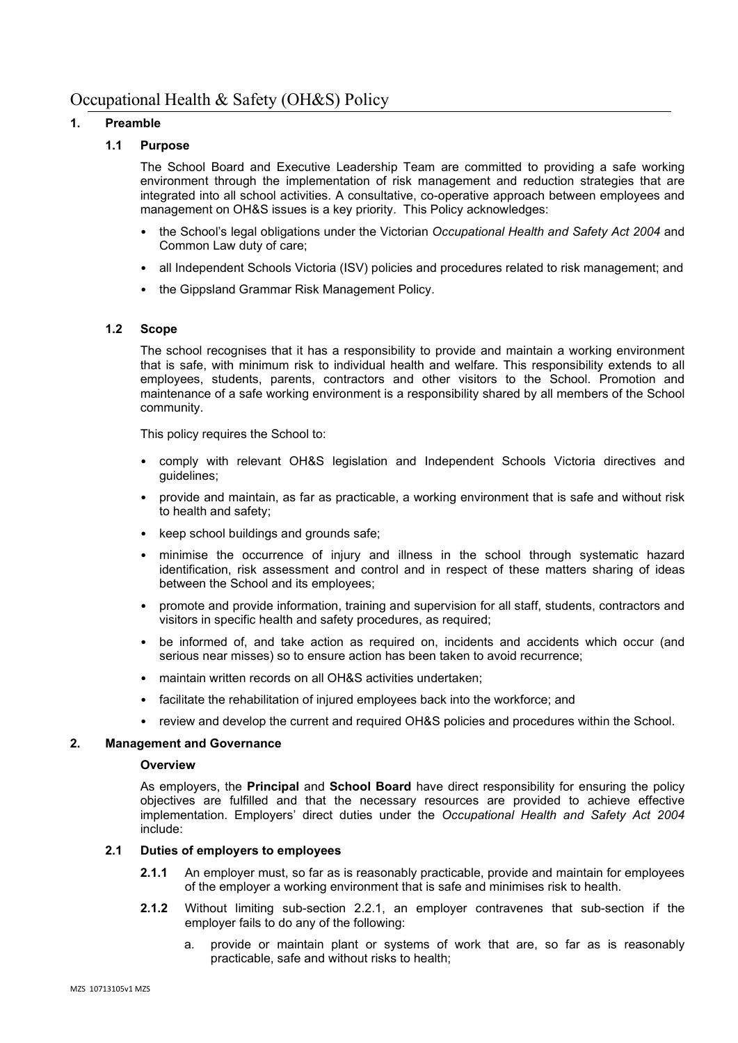# Occupational Health & Safety (OH&S) Policy

## 1. Preamble

### 1.1 Purpose

The School Board and Executive Leadership Team are committed to providing a safe working environment through the implementation of risk management and reduction strategies that are integrated into all school activities. A consultative, co-operative approach between employees and management on OH&S issues is a key priority. This Policy acknowledges:

- the School's legal obligations under the Victorian *Occupational Health and Safety Act 2004* and Common Law duty of care;
- all Independent Schools Victoria (ISV) policies and procedures related to risk management; and
- the Gippsland Grammar Risk Management Policy.

### 1.2 Scope

The school recognises that it has a responsibility to provide and maintain a working environment that is safe, with minimum risk to individual health and welfare. This responsibility extends to all employees, students, parents, contractors and other visitors to the School. Promotion and maintenance of a safe working environment is a responsibility shared by all members of the School community.

This policy requires the School to:

- comply with relevant OH&S legislation and Independent Schools Victoria directives and guidelines;
- provide and maintain, as far as practicable, a working environment that is safe and without risk to health and safety;
- keep school buildings and grounds safe;
- minimise the occurrence of injury and illness in the school through systematic hazard identification, risk assessment and control and in respect of these matters sharing of ideas between the School and its employees;
- promote and provide information, training and supervision for all staff, students, contractors and visitors in specific health and safety procedures, as required;
- be informed of, and take action as required on, incidents and accidents which occur (and serious near misses) so to ensure action has been taken to avoid recurrence;
- maintain written records on all OH&S activities undertaken;
- facilitate the rehabilitation of injured employees back into the workforce; and
- review and develop the current and required OH&S policies and procedures within the School.

## 2. Management and Governance

**Overview**

As employers, the **Principal** and **School Board** have direct responsibility for ensuring the policy objectives are fulfilled and that the necessary resources are provided to achieve effective implementation. Employers' direct duties under the *Occupational Health and Safety Act 2004* include:

### 2.1 Duties of employers to employees

**2.1.1** An employer must, so far as is reasonably practicable, provide and maintain for employees of the employer a working environment that is safe and minimises risk to health.

**2.1.2** Without limiting sub-section 2.2.1, an employer contravenes that sub-section if the employer fails to do any of the following:

a. provide or maintain plant or systems of work that are, so far as is reasonably practicable, safe and without risks to health;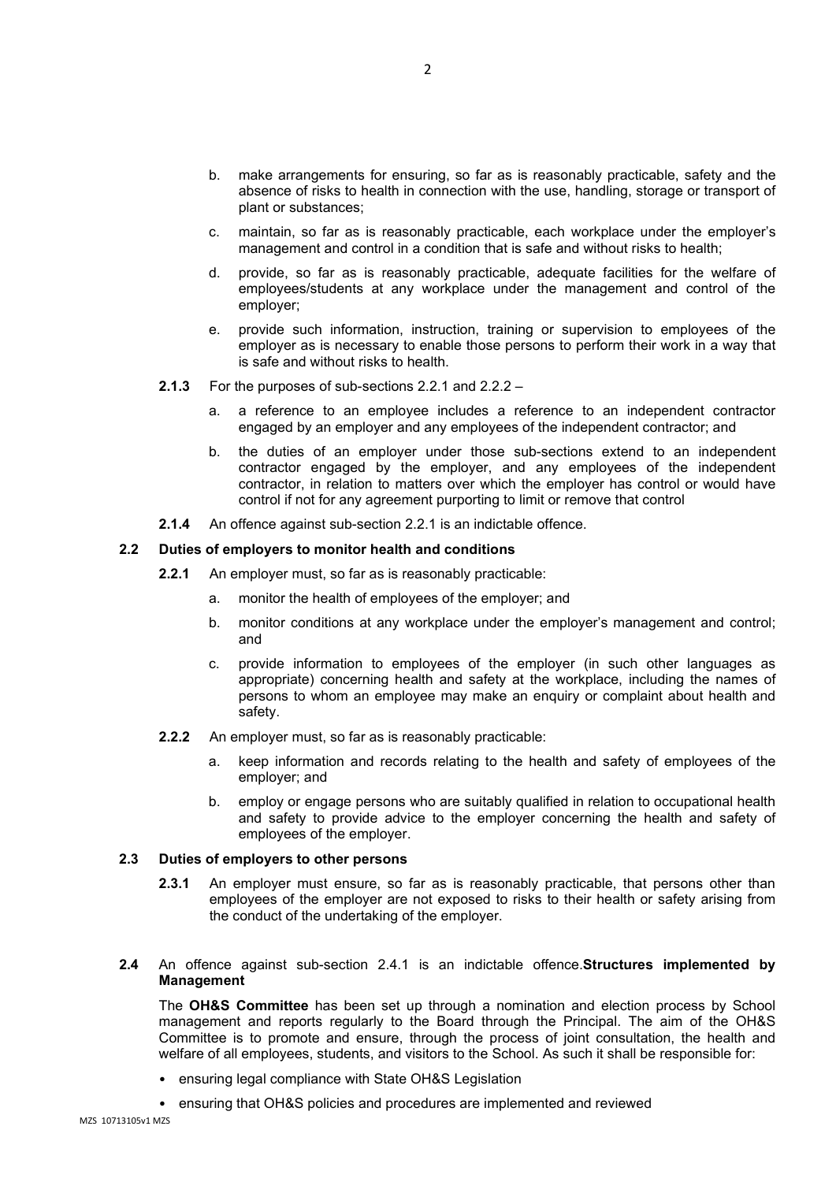b. make arrangements for ensuring, so far as is reasonably practicable, safety and the absence of risks to health in connection with the use, handling, storage or transport of plant or substances;

c. maintain, so far as is reasonably practicable, each workplace under the employer's management and control in a condition that is safe and without risks to health;

d. provide, so far as is reasonably practicable, adequate facilities for the welfare of employees/students at any workplace under the management and control of the employer;

e. provide such information, instruction, training or supervision to employees of the employer as is necessary to enable those persons to perform their work in a way that is safe and without risks to health.

**2.1.3** For the purposes of sub-sections 2.2.1 and 2.2.2 –

a. a reference to an employee includes a reference to an independent contractor engaged by an employer and any employees of the independent contractor; and

b. the duties of an employer under those sub-sections extend to an independent contractor engaged by the employer, and any employees of the independent contractor, in relation to matters over which the employer has control or would have control if not for any agreement purporting to limit or remove that control

**2.1.4** An offence against sub-section 2.2.1 is an indictable offence.

### 2.2 Duties of employers to monitor health and conditions

**2.2.1** An employer must, so far as is reasonably practicable:

a. monitor the health of employees of the employer; and

b. monitor conditions at any workplace under the employer's management and control; and

c. provide information to employees of the employer (in such other languages as appropriate) concerning health and safety at the workplace, including the names of persons to whom an employee may make an enquiry or complaint about health and safety.

**2.2.2** An employer must, so far as is reasonably practicable:

a. keep information and records relating to the health and safety of employees of the employer; and

b. employ or engage persons who are suitably qualified in relation to occupational health and safety to provide advice to the employer concerning the health and safety of employees of the employer.

### 2.3 Duties of employers to other persons

**2.3.1** An employer must ensure, so far as is reasonably practicable, that persons other than employees of the employer are not exposed to risks to their health or safety arising from the conduct of the undertaking of the employer.

**2.4** An offence against sub-section 2.4.1 is an indictable offence.**Structures implemented by Management**

The **OH&S Committee** has been set up through a nomination and election process by School management and reports regularly to the Board through the Principal. The aim of the OH&S Committee is to promote and ensure, through the process of joint consultation, the health and welfare of all employees, students, and visitors to the School. As such it shall be responsible for:

- ensuring legal compliance with State OH&S Legislation
- ensuring that OH&S policies and procedures are implemented and reviewed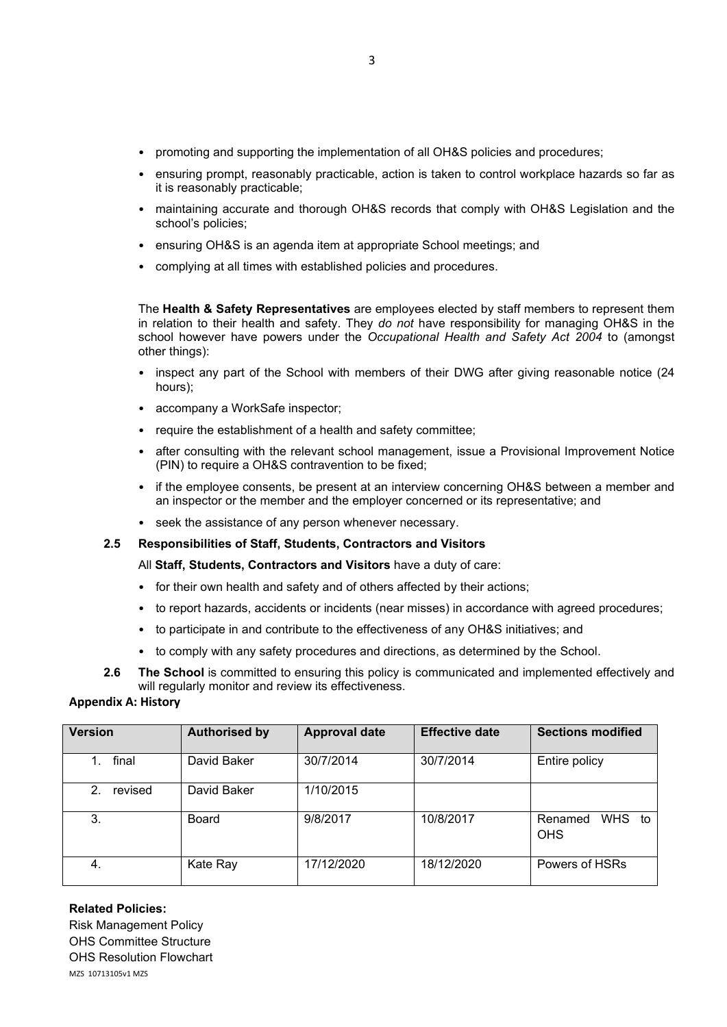- promoting and supporting the implementation of all OH&S policies and procedures;
- ensuring prompt, reasonably practicable, action is taken to control workplace hazards so far as it is reasonably practicable;
- maintaining accurate and thorough OH&S records that comply with OH&S Legislation and the school's policies;
- ensuring OH&S is an agenda item at appropriate School meetings; and
- complying at all times with established policies and procedures.

The **Health & Safety Representatives** are employees elected by staff members to represent them in relation to their health and safety. They *do not* have responsibility for managing OH&S in the school however have powers under the *Occupational Health and Safety Act 2004* to (amongst other things):

- inspect any part of the School with members of their DWG after giving reasonable notice (24 hours);
- accompany a WorkSafe inspector;
- require the establishment of a health and safety committee;
- after consulting with the relevant school management, issue a Provisional Improvement Notice (PIN) to require a OH&S contravention to be fixed;
- if the employee consents, be present at an interview concerning OH&S between a member and an inspector or the member and the employer concerned or its representative; and
- seek the assistance of any person whenever necessary.

**2.5 Responsibilities of Staff, Students, Contractors and Visitors**

All **Staff, Students, Contractors and Visitors** have a duty of care:

- for their own health and safety and of others affected by their actions;
- to report hazards, accidents or incidents (near misses) in accordance with agreed procedures;
- to participate in and contribute to the effectiveness of any OH&S initiatives; and
- to comply with any safety procedures and directions, as determined by the School.

**2.6** **The School** is committed to ensuring this policy is communicated and implemented effectively and will regularly monitor and review its effectiveness.

**Appendix A: History**

| Version | Authorised by | Approval date | Effective date | Sections modified |
|---|---|---|---|---|
| 1. final | David Baker | 30/7/2014 | 30/7/2014 | Entire policy |
| 2. revised | David Baker | 1/10/2015 | | |
| 3. | Board | 9/8/2017 | 10/8/2017 | Renamed WHS to OHS |
| 4. | Kate Ray | 17/12/2020 | 18/12/2020 | Powers of HSRs |

**Related Policies:**

Risk Management Policy
OHS Committee Structure
OHS Resolution Flowchart

MZS 10713105v1 MZS